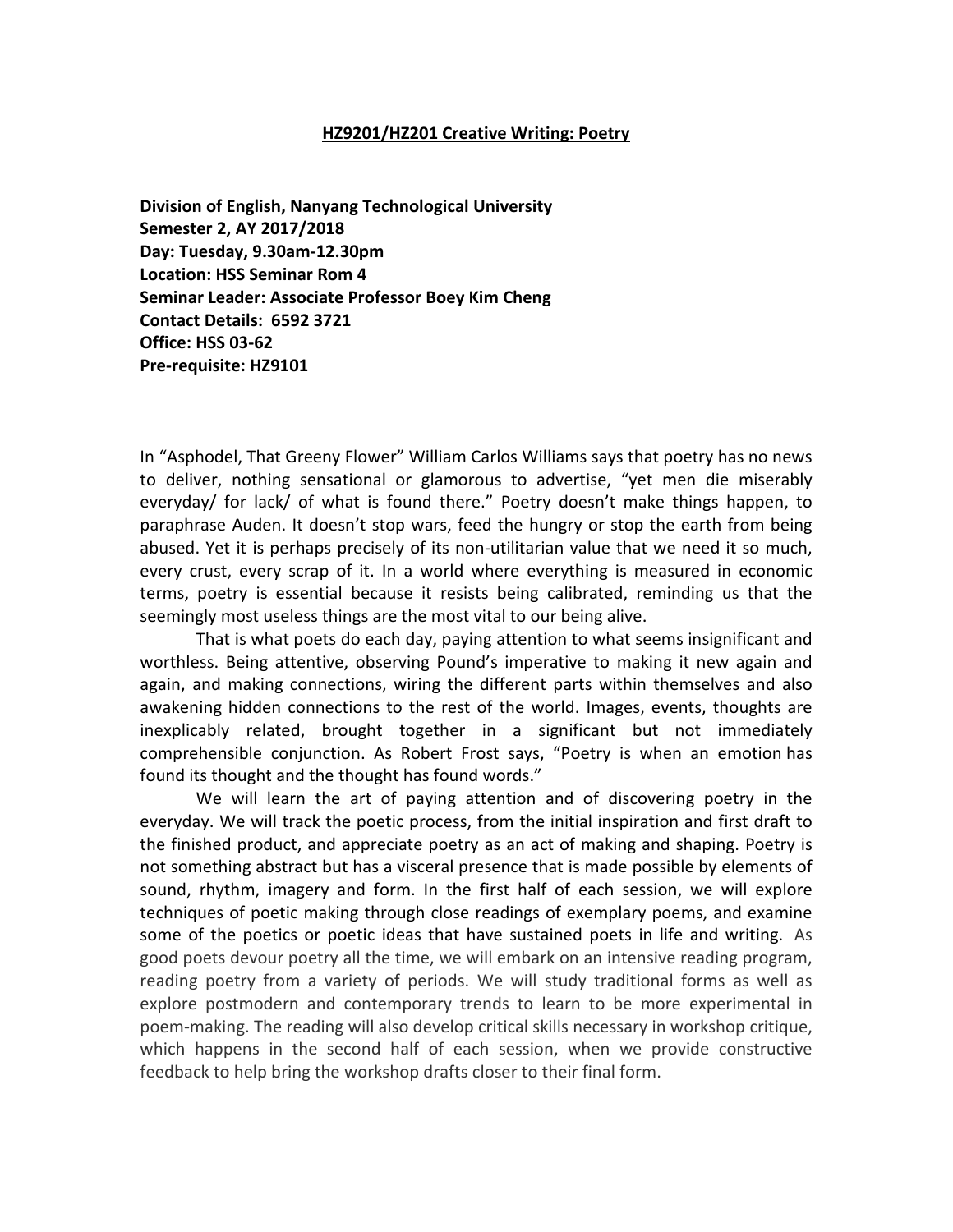# HZ9201/HZ201 Creative Writing: Poetry

**Division of English, Nanyang Technological University**
**Semester 2, AY 2017/2018**
**Day: Tuesday, 9.30am-12.30pm**
**Location: HSS Seminar Rom 4**
**Seminar Leader: Associate Professor Boey Kim Cheng**
**Contact Details: 6592 3721**
**Office: HSS 03-62**
**Pre-requisite: HZ9101**

In "Asphodel, That Greeny Flower" William Carlos Williams says that poetry has no news to deliver, nothing sensational or glamorous to advertise, "yet men die miserably everyday/ for lack/ of what is found there." Poetry doesn't make things happen, to paraphrase Auden. It doesn't stop wars, feed the hungry or stop the earth from being abused. Yet it is perhaps precisely of its non-utilitarian value that we need it so much, every crust, every scrap of it. In a world where everything is measured in economic terms, poetry is essential because it resists being calibrated, reminding us that the seemingly most useless things are the most vital to our being alive.

That is what poets do each day, paying attention to what seems insignificant and worthless. Being attentive, observing Pound's imperative to making it new again and again, and making connections, wiring the different parts within themselves and also awakening hidden connections to the rest of the world. Images, events, thoughts are inexplicably related, brought together in a significant but not immediately comprehensible conjunction. As Robert Frost says, "Poetry is when an emotion has found its thought and the thought has found words."

We will learn the art of paying attention and of discovering poetry in the everyday. We will track the poetic process, from the initial inspiration and first draft to the finished product, and appreciate poetry as an act of making and shaping. Poetry is not something abstract but has a visceral presence that is made possible by elements of sound, rhythm, imagery and form. In the first half of each session, we will explore techniques of poetic making through close readings of exemplary poems, and examine some of the poetics or poetic ideas that have sustained poets in life and writing. As good poets devour poetry all the time, we will embark on an intensive reading program, reading poetry from a variety of periods. We will study traditional forms as well as explore postmodern and contemporary trends to learn to be more experimental in poem-making. The reading will also develop critical skills necessary in workshop critique, which happens in the second half of each session, when we provide constructive feedback to help bring the workshop drafts closer to their final form.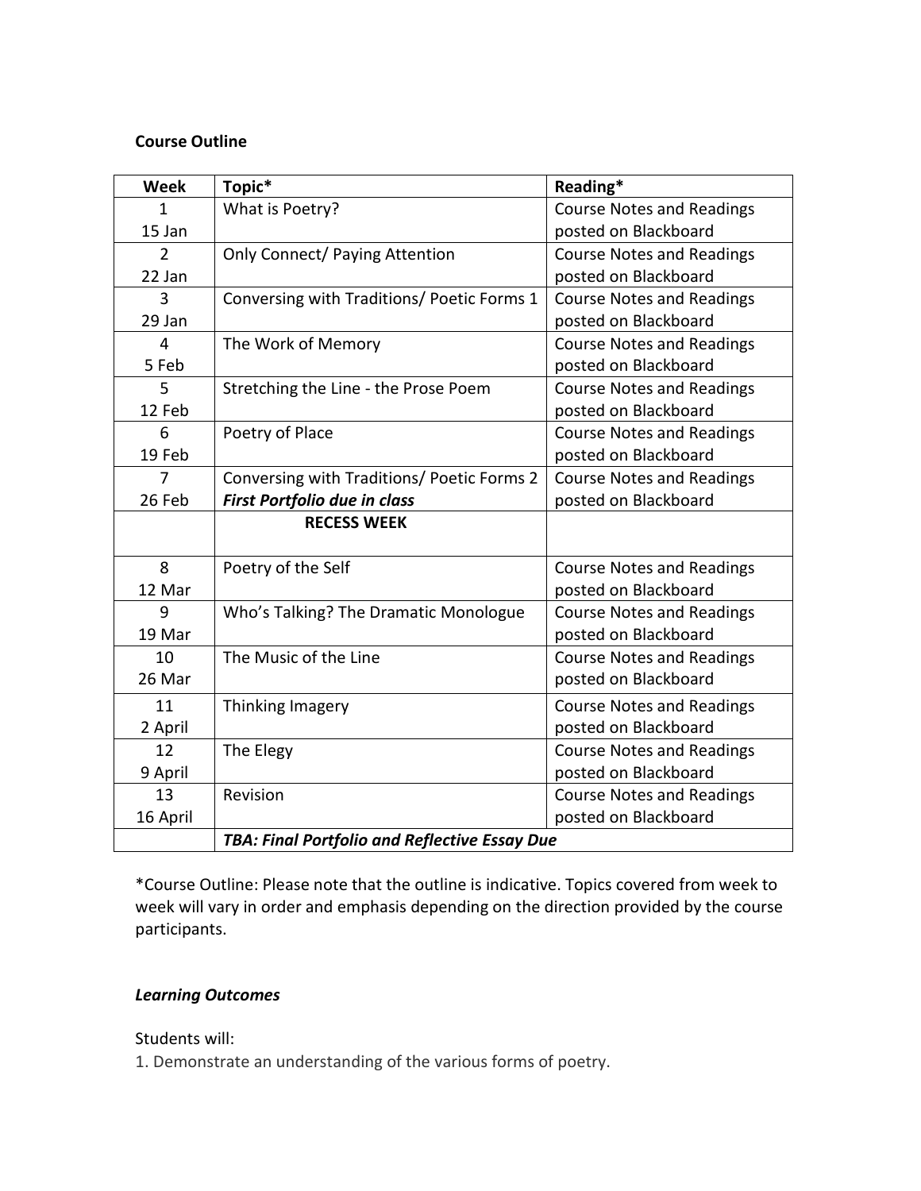**Course Outline**

| Week | Topic* | Reading* |
|---|---|---|
| 1<br>15 Jan | What is Poetry? | Course Notes and Readings posted on Blackboard |
| 2<br>22 Jan | Only Connect/ Paying Attention | Course Notes and Readings posted on Blackboard |
| 3<br>29 Jan | Conversing with Traditions/ Poetic Forms 1 | Course Notes and Readings posted on Blackboard |
| 4<br>5 Feb | The Work of Memory | Course Notes and Readings posted on Blackboard |
| 5<br>12 Feb | Stretching the Line - the Prose Poem | Course Notes and Readings posted on Blackboard |
| 6<br>19 Feb | Poetry of Place | Course Notes and Readings posted on Blackboard |
| 7<br>26 Feb | Conversing with Traditions/ Poetic Forms 2<br>***First Portfolio due in class*** | Course Notes and Readings posted on Blackboard |
| | **RECESS WEEK** | |
| 8<br>12 Mar | Poetry of the Self | Course Notes and Readings posted on Blackboard |
| 9<br>19 Mar | Who's Talking? The Dramatic Monologue | Course Notes and Readings posted on Blackboard |
| 10<br>26 Mar | The Music of the Line | Course Notes and Readings posted on Blackboard |
| 11<br>2 April | Thinking Imagery | Course Notes and Readings posted on Blackboard |
| 12<br>9 April | The Elegy | Course Notes and Readings posted on Blackboard |
| 13<br>16 April | Revision | Course Notes and Readings posted on Blackboard |
| | ***TBA: Final Portfolio and Reflective Essay Due*** | |

*Course Outline: Please note that the outline is indicative. Topics covered from week to week will vary in order and emphasis depending on the direction provided by the course participants.

***Learning Outcomes***

Students will:

1. Demonstrate an understanding of the various forms of poetry.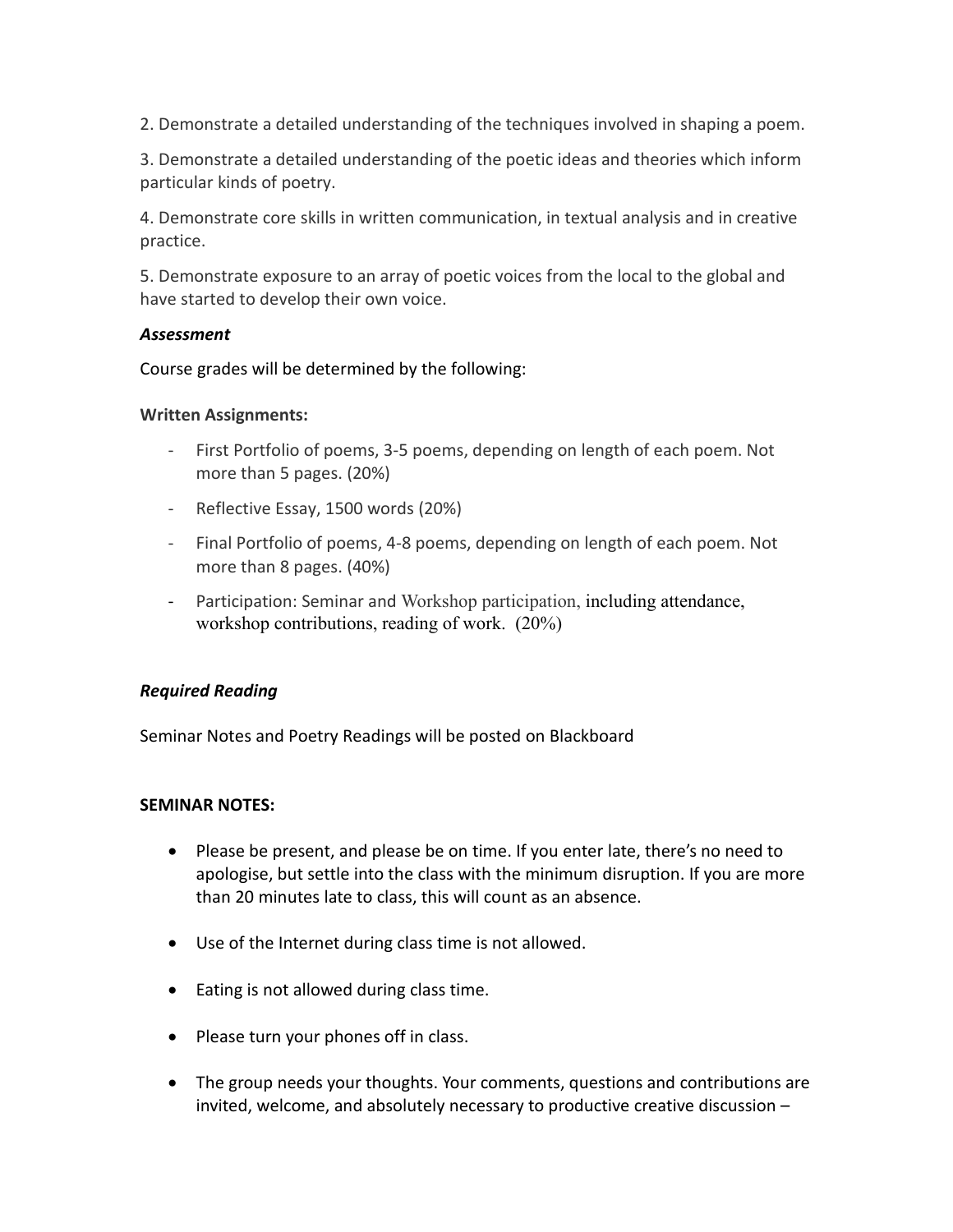2. Demonstrate a detailed understanding of the techniques involved in shaping a poem.

3. Demonstrate a detailed understanding of the poetic ideas and theories which inform particular kinds of poetry.

4. Demonstrate core skills in written communication, in textual analysis and in creative practice.

5. Demonstrate exposure to an array of poetic voices from the local to the global and have started to develop their own voice.

***Assessment***

Course grades will be determined by the following:

**Written Assignments:**

- First Portfolio of poems, 3-5 poems, depending on length of each poem. Not more than 5 pages. (20%)
- Reflective Essay, 1500 words (20%)
- Final Portfolio of poems, 4-8 poems, depending on length of each poem. Not more than 8 pages. (40%)
- Participation: Seminar and Workshop participation, including attendance, workshop contributions, reading of work. (20%)

***Required Reading***

Seminar Notes and Poetry Readings will be posted on Blackboard

**SEMINAR NOTES:**

- Please be present, and please be on time. If you enter late, there's no need to apologise, but settle into the class with the minimum disruption. If you are more than 20 minutes late to class, this will count as an absence.
- Use of the Internet during class time is not allowed.
- Eating is not allowed during class time.
- Please turn your phones off in class.
- The group needs your thoughts. Your comments, questions and contributions are invited, welcome, and absolutely necessary to productive creative discussion –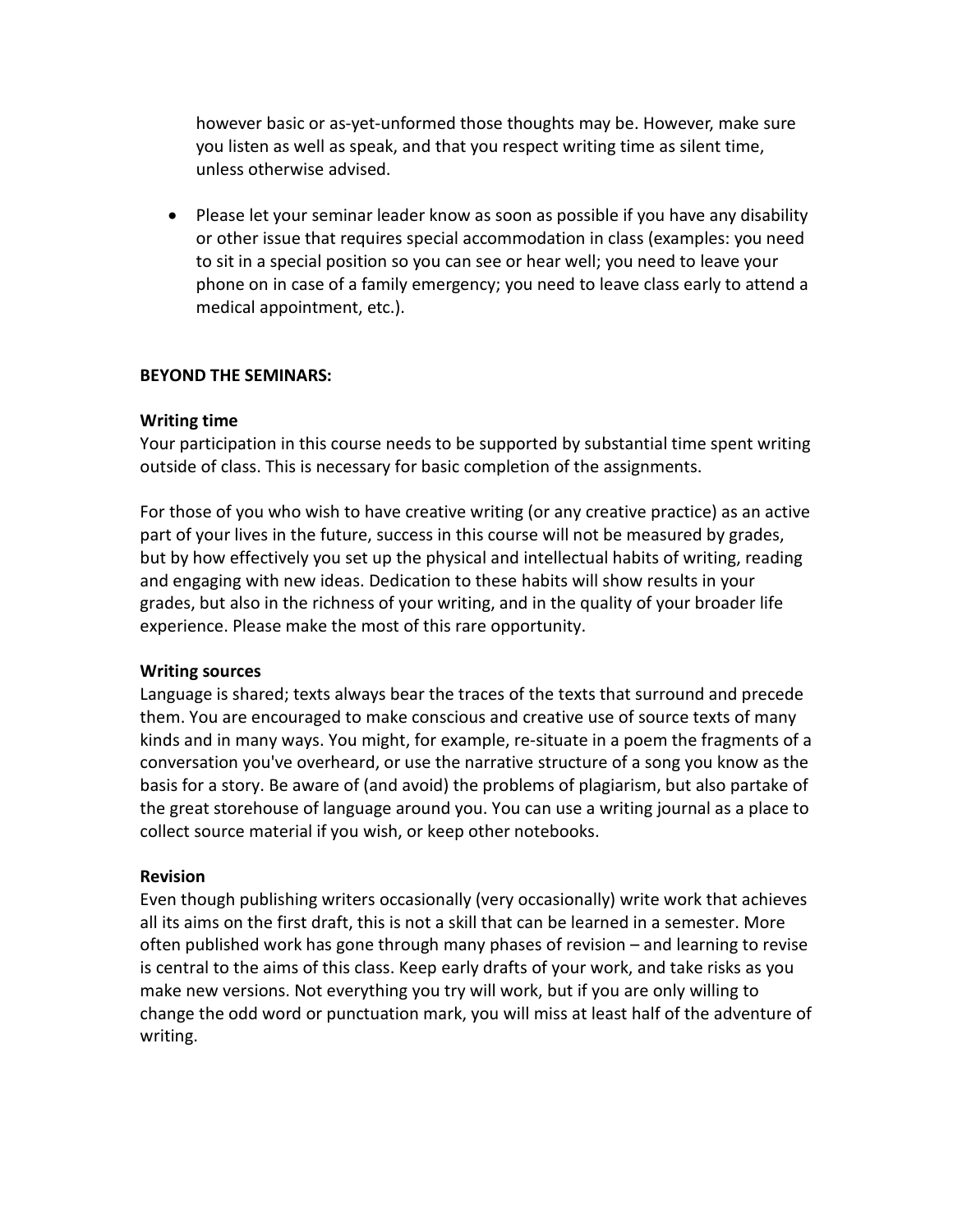however basic or as-yet-unformed those thoughts may be. However, make sure you listen as well as speak, and that you respect writing time as silent time, unless otherwise advised.

- Please let your seminar leader know as soon as possible if you have any disability or other issue that requires special accommodation in class (examples: you need to sit in a special position so you can see or hear well; you need to leave your phone on in case of a family emergency; you need to leave class early to attend a medical appointment, etc.).

**BEYOND THE SEMINARS:**

**Writing time**

Your participation in this course needs to be supported by substantial time spent writing outside of class. This is necessary for basic completion of the assignments.

For those of you who wish to have creative writing (or any creative practice) as an active part of your lives in the future, success in this course will not be measured by grades, but by how effectively you set up the physical and intellectual habits of writing, reading and engaging with new ideas. Dedication to these habits will show results in your grades, but also in the richness of your writing, and in the quality of your broader life experience. Please make the most of this rare opportunity.

**Writing sources**

Language is shared; texts always bear the traces of the texts that surround and precede them. You are encouraged to make conscious and creative use of source texts of many kinds and in many ways. You might, for example, re-situate in a poem the fragments of a conversation you've overheard, or use the narrative structure of a song you know as the basis for a story. Be aware of (and avoid) the problems of plagiarism, but also partake of the great storehouse of language around you. You can use a writing journal as a place to collect source material if you wish, or keep other notebooks.

**Revision**

Even though publishing writers occasionally (very occasionally) write work that achieves all its aims on the first draft, this is not a skill that can be learned in a semester. More often published work has gone through many phases of revision – and learning to revise is central to the aims of this class. Keep early drafts of your work, and take risks as you make new versions. Not everything you try will work, but if you are only willing to change the odd word or punctuation mark, you will miss at least half of the adventure of writing.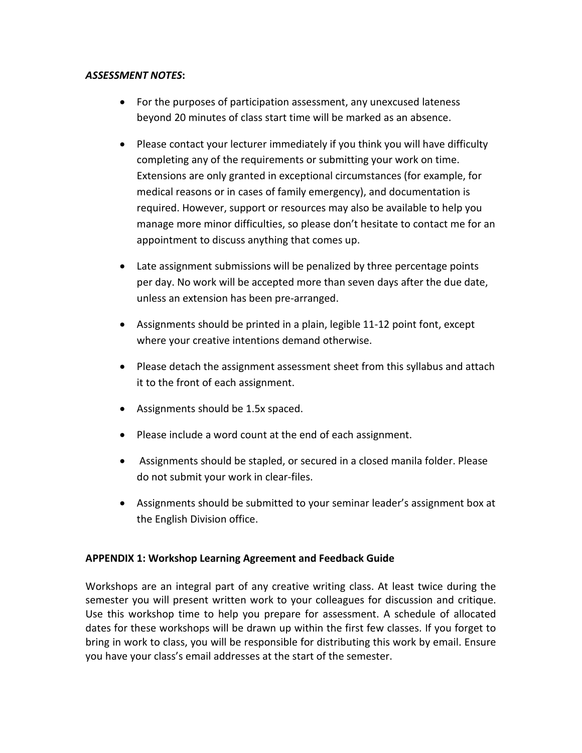***ASSESSMENT NOTES*:**

- For the purposes of participation assessment, any unexcused lateness beyond 20 minutes of class start time will be marked as an absence.

- Please contact your lecturer immediately if you think you will have difficulty completing any of the requirements or submitting your work on time. Extensions are only granted in exceptional circumstances (for example, for medical reasons or in cases of family emergency), and documentation is required. However, support or resources may also be available to help you manage more minor difficulties, so please don't hesitate to contact me for an appointment to discuss anything that comes up.

- Late assignment submissions will be penalized by three percentage points per day. No work will be accepted more than seven days after the due date, unless an extension has been pre-arranged.

- Assignments should be printed in a plain, legible 11-12 point font, except where your creative intentions demand otherwise.

- Please detach the assignment assessment sheet from this syllabus and attach it to the front of each assignment.

- Assignments should be 1.5x spaced.

- Please include a word count at the end of each assignment.

- Assignments should be stapled, or secured in a closed manila folder. Please do not submit your work in clear-files.

- Assignments should be submitted to your seminar leader's assignment box at the English Division office.

**APPENDIX 1: Workshop Learning Agreement and Feedback Guide**

Workshops are an integral part of any creative writing class. At least twice during the semester you will present written work to your colleagues for discussion and critique. Use this workshop time to help you prepare for assessment. A schedule of allocated dates for these workshops will be drawn up within the first few classes. If you forget to bring in work to class, you will be responsible for distributing this work by email. Ensure you have your class's email addresses at the start of the semester.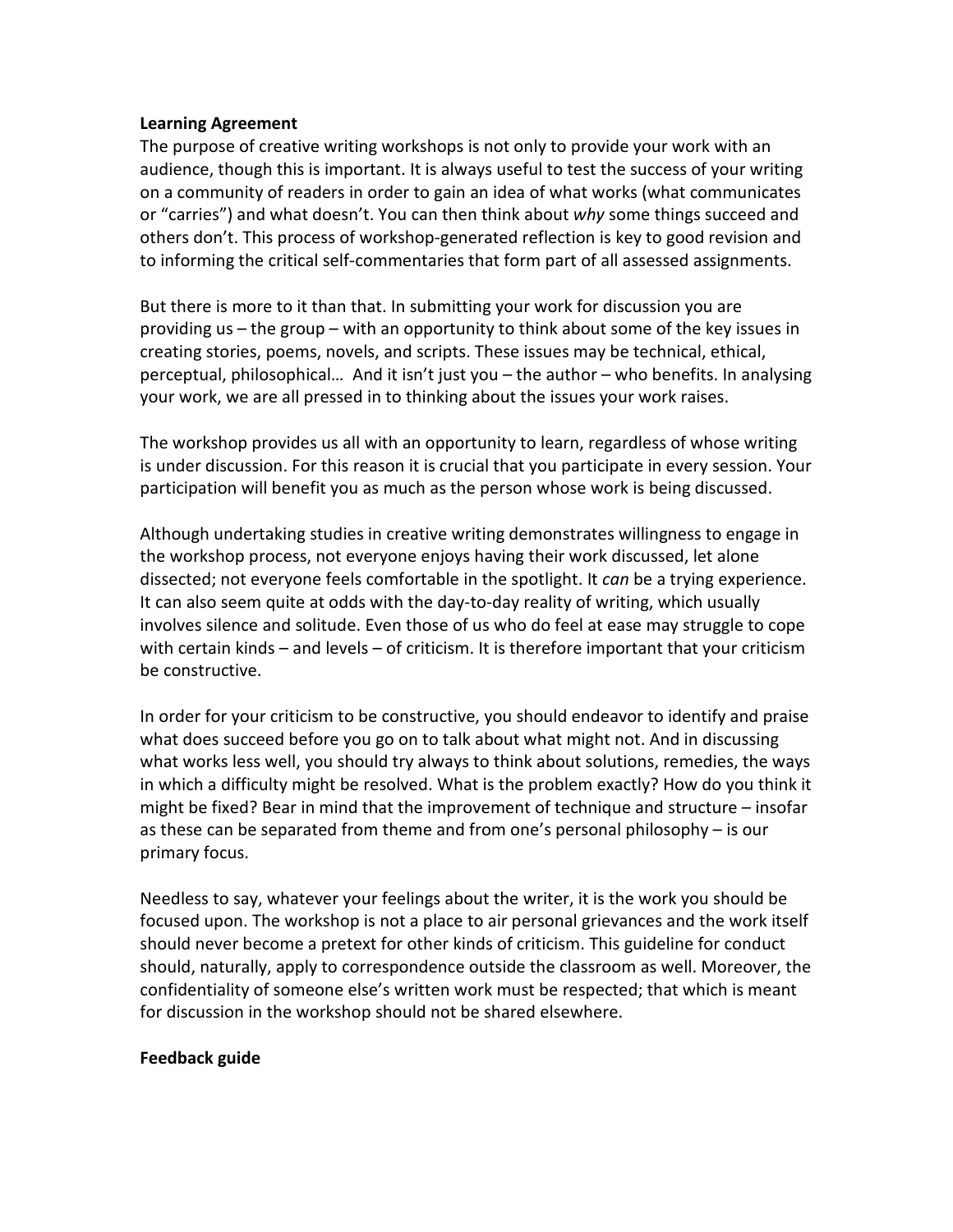**Learning Agreement**

The purpose of creative writing workshops is not only to provide your work with an audience, though this is important. It is always useful to test the success of your writing on a community of readers in order to gain an idea of what works (what communicates or "carries") and what doesn't. You can then think about *why* some things succeed and others don't. This process of workshop-generated reflection is key to good revision and to informing the critical self-commentaries that form part of all assessed assignments.

But there is more to it than that. In submitting your work for discussion you are providing us – the group – with an opportunity to think about some of the key issues in creating stories, poems, novels, and scripts. These issues may be technical, ethical, perceptual, philosophical… And it isn't just you – the author – who benefits. In analysing your work, we are all pressed in to thinking about the issues your work raises.

The workshop provides us all with an opportunity to learn, regardless of whose writing is under discussion. For this reason it is crucial that you participate in every session. Your participation will benefit you as much as the person whose work is being discussed.

Although undertaking studies in creative writing demonstrates willingness to engage in the workshop process, not everyone enjoys having their work discussed, let alone dissected; not everyone feels comfortable in the spotlight. It *can* be a trying experience. It can also seem quite at odds with the day-to-day reality of writing, which usually involves silence and solitude. Even those of us who do feel at ease may struggle to cope with certain kinds – and levels – of criticism. It is therefore important that your criticism be constructive.

In order for your criticism to be constructive, you should endeavor to identify and praise what does succeed before you go on to talk about what might not. And in discussing what works less well, you should try always to think about solutions, remedies, the ways in which a difficulty might be resolved. What is the problem exactly? How do you think it might be fixed? Bear in mind that the improvement of technique and structure – insofar as these can be separated from theme and from one's personal philosophy – is our primary focus.

Needless to say, whatever your feelings about the writer, it is the work you should be focused upon. The workshop is not a place to air personal grievances and the work itself should never become a pretext for other kinds of criticism. This guideline for conduct should, naturally, apply to correspondence outside the classroom as well. Moreover, the confidentiality of someone else's written work must be respected; that which is meant for discussion in the workshop should not be shared elsewhere.

**Feedback guide**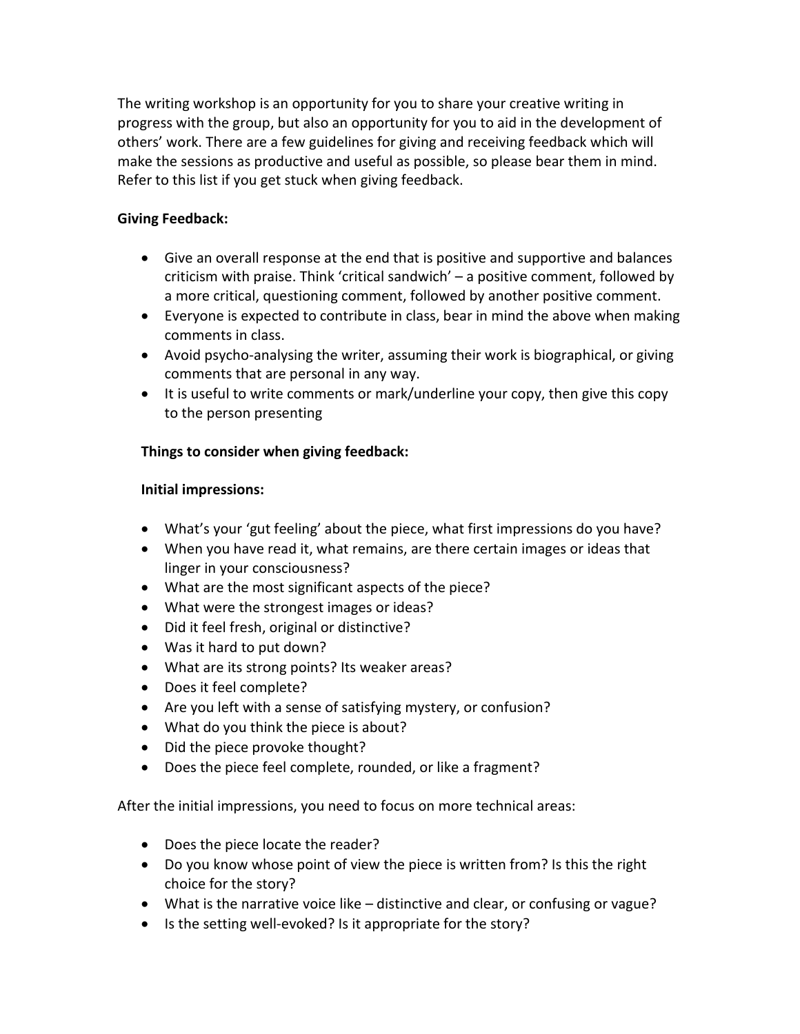The writing workshop is an opportunity for you to share your creative writing in progress with the group, but also an opportunity for you to aid in the development of others' work. There are a few guidelines for giving and receiving feedback which will make the sessions as productive and useful as possible, so please bear them in mind. Refer to this list if you get stuck when giving feedback.

**Giving Feedback:**

- Give an overall response at the end that is positive and supportive and balances criticism with praise. Think 'critical sandwich' – a positive comment, followed by a more critical, questioning comment, followed by another positive comment.
- Everyone is expected to contribute in class, bear in mind the above when making comments in class.
- Avoid psycho-analysing the writer, assuming their work is biographical, or giving comments that are personal in any way.
- It is useful to write comments or mark/underline your copy, then give this copy to the person presenting

**Things to consider when giving feedback:**

**Initial impressions:**

- What's your 'gut feeling' about the piece, what first impressions do you have?
- When you have read it, what remains, are there certain images or ideas that linger in your consciousness?
- What are the most significant aspects of the piece?
- What were the strongest images or ideas?
- Did it feel fresh, original or distinctive?
- Was it hard to put down?
- What are its strong points? Its weaker areas?
- Does it feel complete?
- Are you left with a sense of satisfying mystery, or confusion?
- What do you think the piece is about?
- Did the piece provoke thought?
- Does the piece feel complete, rounded, or like a fragment?

After the initial impressions, you need to focus on more technical areas:

- Does the piece locate the reader?
- Do you know whose point of view the piece is written from? Is this the right choice for the story?
- What is the narrative voice like – distinctive and clear, or confusing or vague?
- Is the setting well-evoked? Is it appropriate for the story?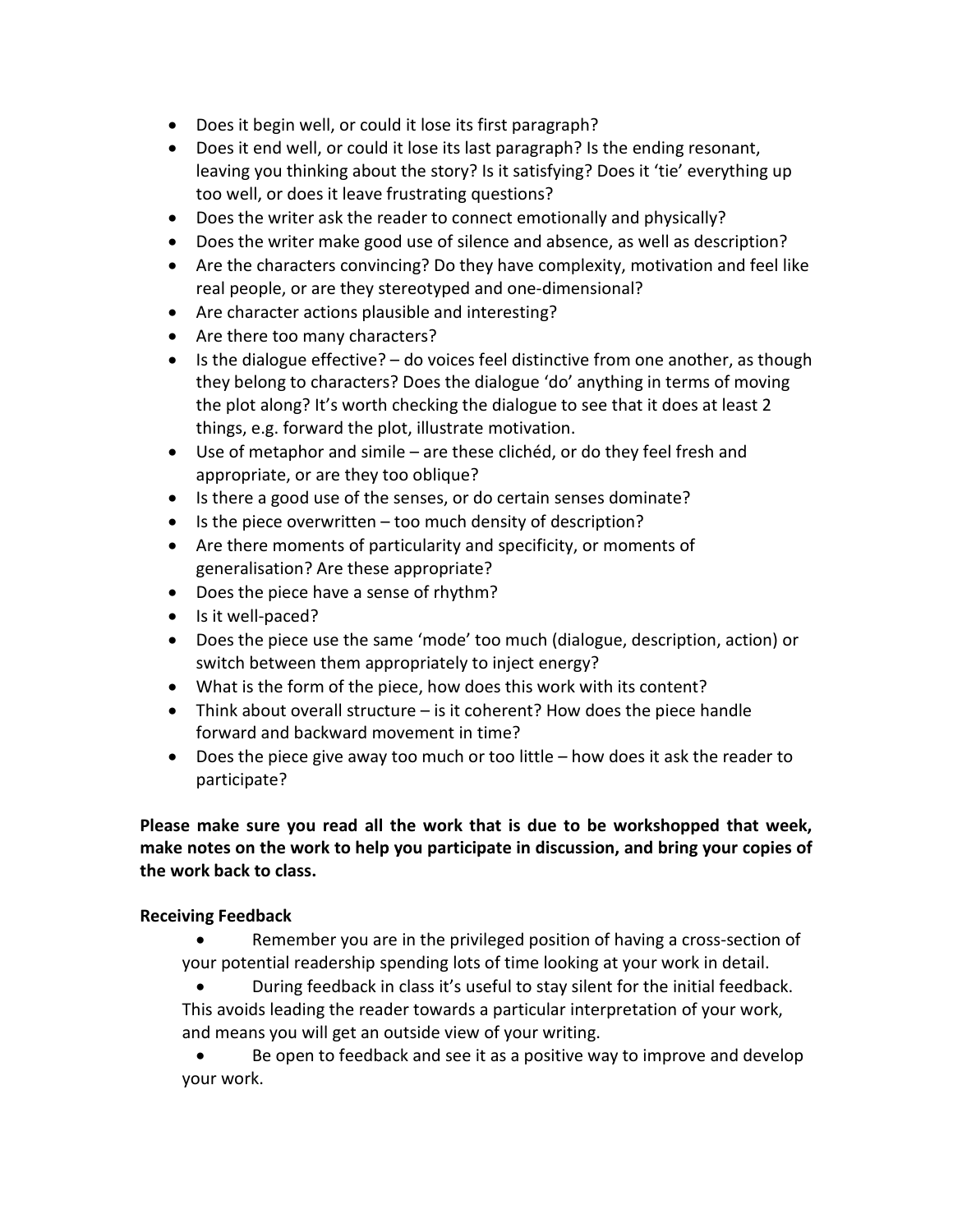- Does it begin well, or could it lose its first paragraph?
- Does it end well, or could it lose its last paragraph? Is the ending resonant, leaving you thinking about the story? Is it satisfying? Does it 'tie' everything up too well, or does it leave frustrating questions?
- Does the writer ask the reader to connect emotionally and physically?
- Does the writer make good use of silence and absence, as well as description?
- Are the characters convincing? Do they have complexity, motivation and feel like real people, or are they stereotyped and one-dimensional?
- Are character actions plausible and interesting?
- Are there too many characters?
- Is the dialogue effective? – do voices feel distinctive from one another, as though they belong to characters? Does the dialogue 'do' anything in terms of moving the plot along? It's worth checking the dialogue to see that it does at least 2 things, e.g. forward the plot, illustrate motivation.
- Use of metaphor and simile – are these clichéd, or do they feel fresh and appropriate, or are they too oblique?
- Is there a good use of the senses, or do certain senses dominate?
- Is the piece overwritten – too much density of description?
- Are there moments of particularity and specificity, or moments of generalisation? Are these appropriate?
- Does the piece have a sense of rhythm?
- Is it well-paced?
- Does the piece use the same 'mode' too much (dialogue, description, action) or switch between them appropriately to inject energy?
- What is the form of the piece, how does this work with its content?
- Think about overall structure – is it coherent? How does the piece handle forward and backward movement in time?
- Does the piece give away too much or too little – how does it ask the reader to participate?

**Please make sure you read all the work that is due to be workshopped that week, make notes on the work to help you participate in discussion, and bring your copies of the work back to class.**

**Receiving Feedback**

- Remember you are in the privileged position of having a cross-section of your potential readership spending lots of time looking at your work in detail.
- During feedback in class it's useful to stay silent for the initial feedback. This avoids leading the reader towards a particular interpretation of your work, and means you will get an outside view of your writing.
- Be open to feedback and see it as a positive way to improve and develop your work.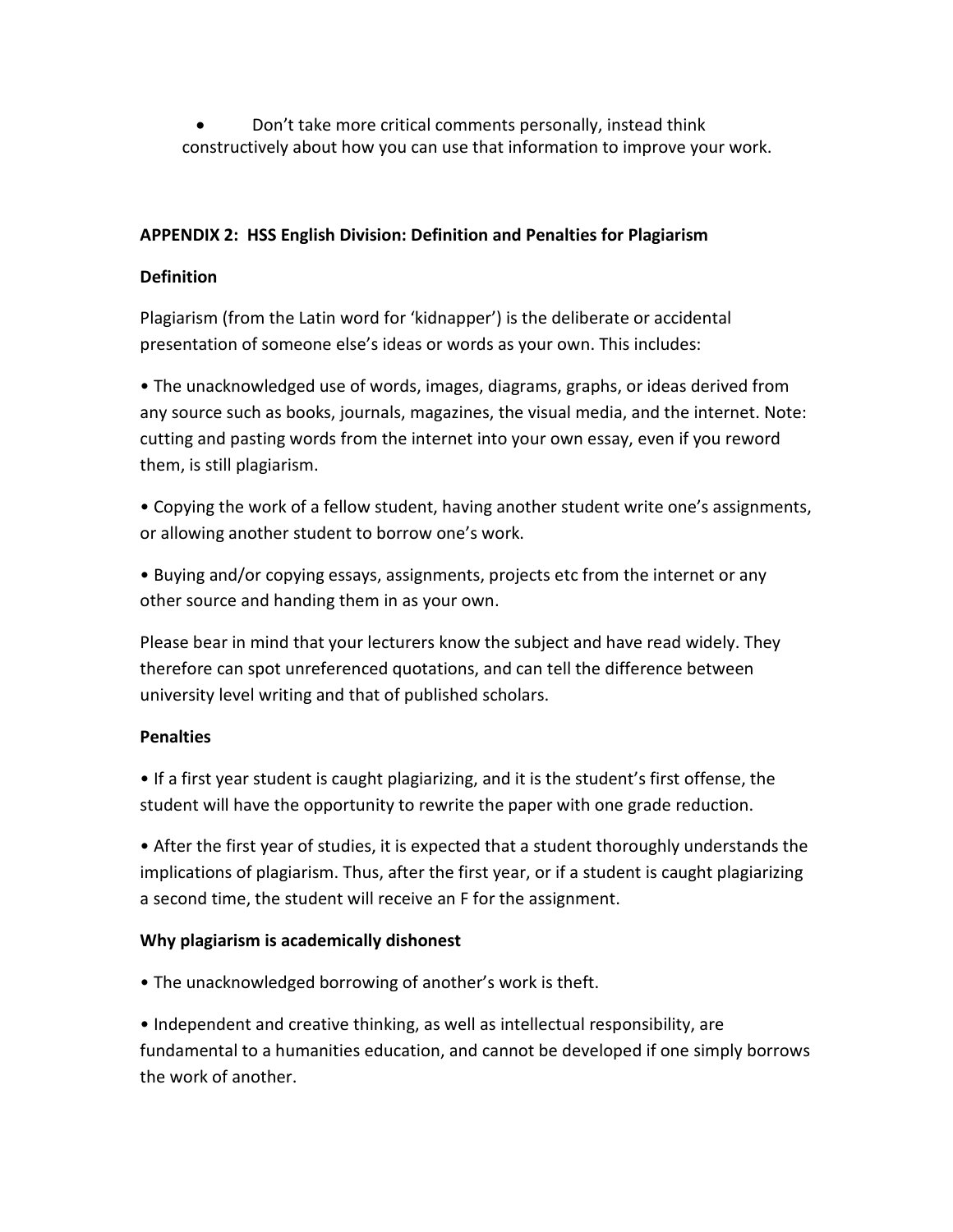- Don't take more critical comments personally, instead think constructively about how you can use that information to improve your work.

**APPENDIX 2: HSS English Division: Definition and Penalties for Plagiarism**

**Definition**

Plagiarism (from the Latin word for 'kidnapper') is the deliberate or accidental presentation of someone else's ideas or words as your own. This includes:

• The unacknowledged use of words, images, diagrams, graphs, or ideas derived from any source such as books, journals, magazines, the visual media, and the internet. Note: cutting and pasting words from the internet into your own essay, even if you reword them, is still plagiarism.

• Copying the work of a fellow student, having another student write one's assignments, or allowing another student to borrow one's work.

• Buying and/or copying essays, assignments, projects etc from the internet or any other source and handing them in as your own.

Please bear in mind that your lecturers know the subject and have read widely. They therefore can spot unreferenced quotations, and can tell the difference between university level writing and that of published scholars.

**Penalties**

• If a first year student is caught plagiarizing, and it is the student's first offense, the student will have the opportunity to rewrite the paper with one grade reduction.

• After the first year of studies, it is expected that a student thoroughly understands the implications of plagiarism. Thus, after the first year, or if a student is caught plagiarizing a second time, the student will receive an F for the assignment.

**Why plagiarism is academically dishonest**

• The unacknowledged borrowing of another's work is theft.

• Independent and creative thinking, as well as intellectual responsibility, are fundamental to a humanities education, and cannot be developed if one simply borrows the work of another.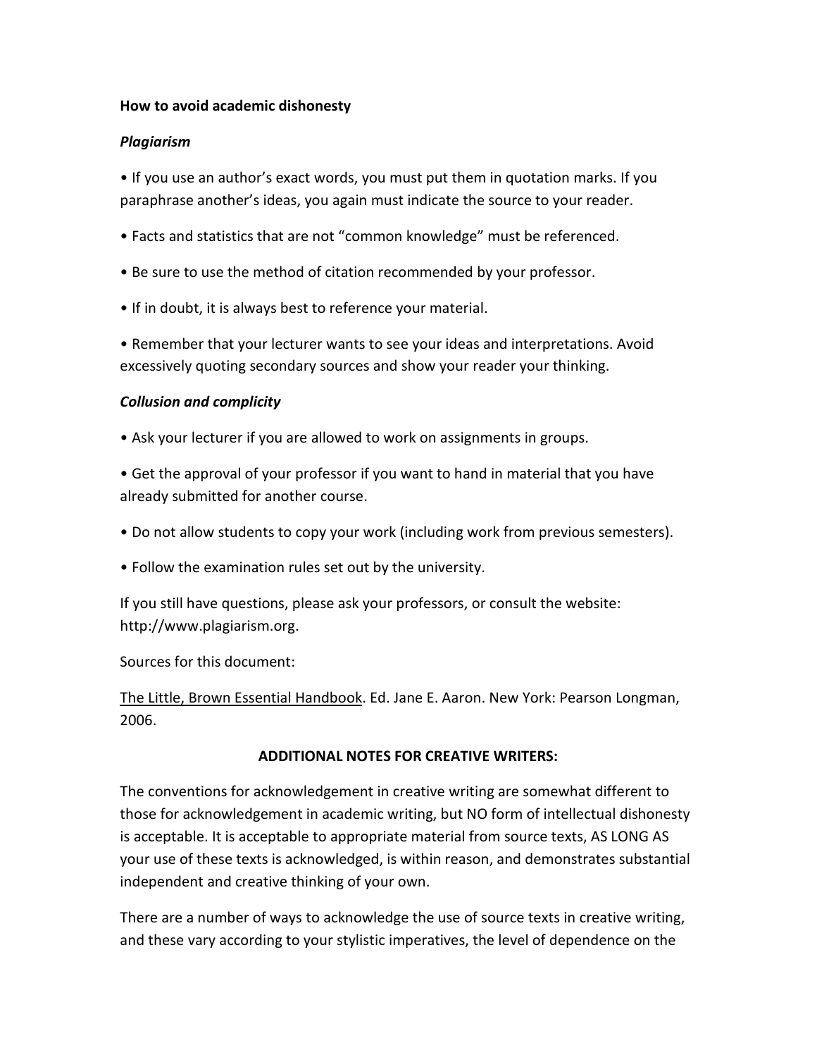**How to avoid academic dishonesty**

***Plagiarism***

- If you use an author's exact words, you must put them in quotation marks. If you paraphrase another's ideas, you again must indicate the source to your reader.
- Facts and statistics that are not "common knowledge" must be referenced.
- Be sure to use the method of citation recommended by your professor.
- If in doubt, it is always best to reference your material.
- Remember that your lecturer wants to see your ideas and interpretations. Avoid excessively quoting secondary sources and show your reader your thinking.

***Collusion and complicity***

- Ask your lecturer if you are allowed to work on assignments in groups.
- Get the approval of your professor if you want to hand in material that you have already submitted for another course.
- Do not allow students to copy your work (including work from previous semesters).
- Follow the examination rules set out by the university.

If you still have questions, please ask your professors, or consult the website: http://www.plagiarism.org.

Sources for this document:

<u>The Little, Brown Essential Handbook</u>. Ed. Jane E. Aaron. New York: Pearson Longman, 2006.

**ADDITIONAL NOTES FOR CREATIVE WRITERS:**

The conventions for acknowledgement in creative writing are somewhat different to those for acknowledgement in academic writing, but NO form of intellectual dishonesty is acceptable. It is acceptable to appropriate material from source texts, AS LONG AS your use of these texts is acknowledged, is within reason, and demonstrates substantial independent and creative thinking of your own.

There are a number of ways to acknowledge the use of source texts in creative writing, and these vary according to your stylistic imperatives, the level of dependence on the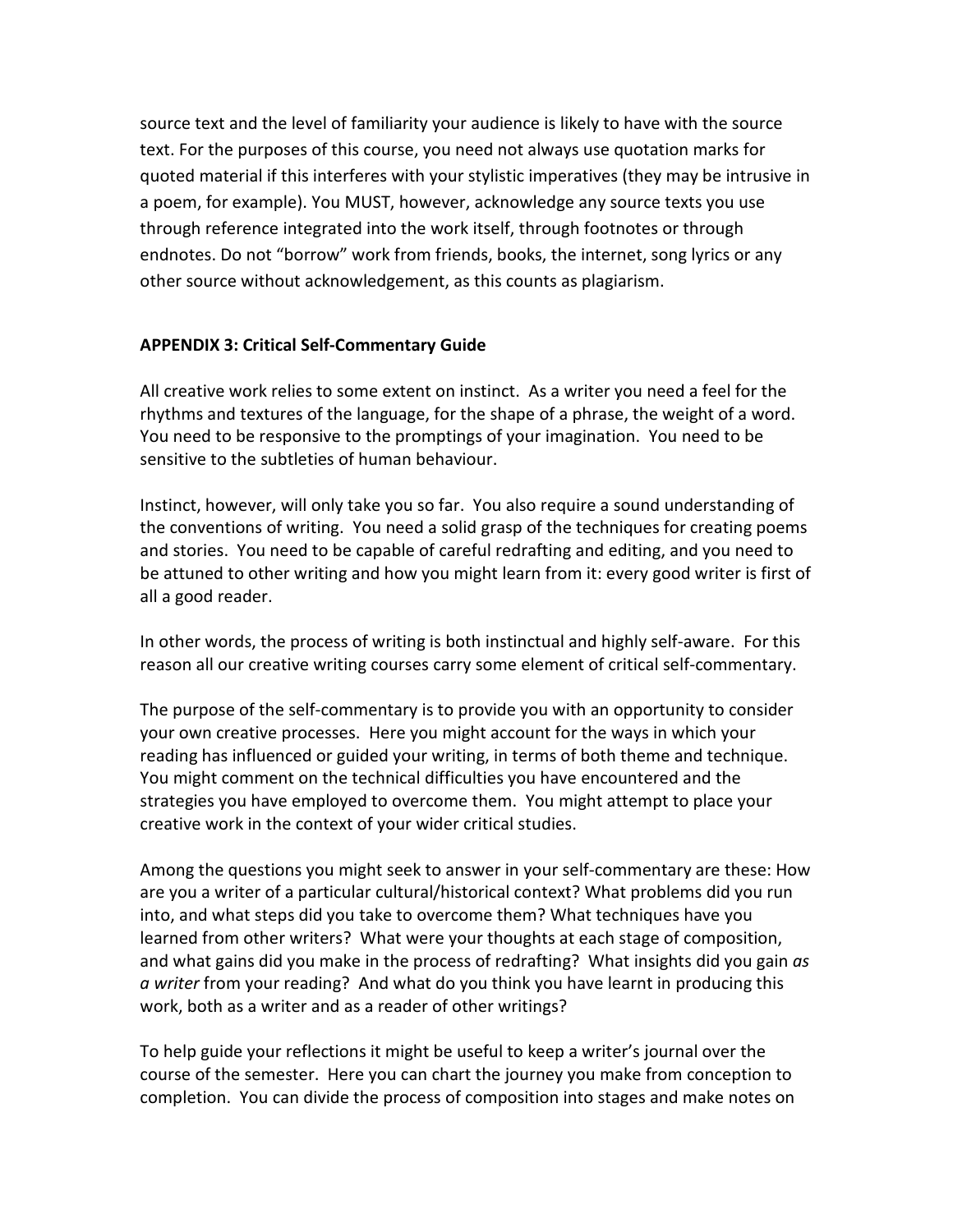source text and the level of familiarity your audience is likely to have with the source text. For the purposes of this course, you need not always use quotation marks for quoted material if this interferes with your stylistic imperatives (they may be intrusive in a poem, for example). You MUST, however, acknowledge any source texts you use through reference integrated into the work itself, through footnotes or through endnotes. Do not "borrow" work from friends, books, the internet, song lyrics or any other source without acknowledgement, as this counts as plagiarism.

**APPENDIX 3: Critical Self-Commentary Guide**

All creative work relies to some extent on instinct. As a writer you need a feel for the rhythms and textures of the language, for the shape of a phrase, the weight of a word. You need to be responsive to the promptings of your imagination. You need to be sensitive to the subtleties of human behaviour.

Instinct, however, will only take you so far. You also require a sound understanding of the conventions of writing. You need a solid grasp of the techniques for creating poems and stories. You need to be capable of careful redrafting and editing, and you need to be attuned to other writing and how you might learn from it: every good writer is first of all a good reader.

In other words, the process of writing is both instinctual and highly self-aware. For this reason all our creative writing courses carry some element of critical self-commentary.

The purpose of the self-commentary is to provide you with an opportunity to consider your own creative processes. Here you might account for the ways in which your reading has influenced or guided your writing, in terms of both theme and technique. You might comment on the technical difficulties you have encountered and the strategies you have employed to overcome them. You might attempt to place your creative work in the context of your wider critical studies.

Among the questions you might seek to answer in your self-commentary are these: How are you a writer of a particular cultural/historical context? What problems did you run into, and what steps did you take to overcome them? What techniques have you learned from other writers? What were your thoughts at each stage of composition, and what gains did you make in the process of redrafting? What insights did you gain *as a writer* from your reading? And what do you think you have learnt in producing this work, both as a writer and as a reader of other writings?

To help guide your reflections it might be useful to keep a writer's journal over the course of the semester. Here you can chart the journey you make from conception to completion. You can divide the process of composition into stages and make notes on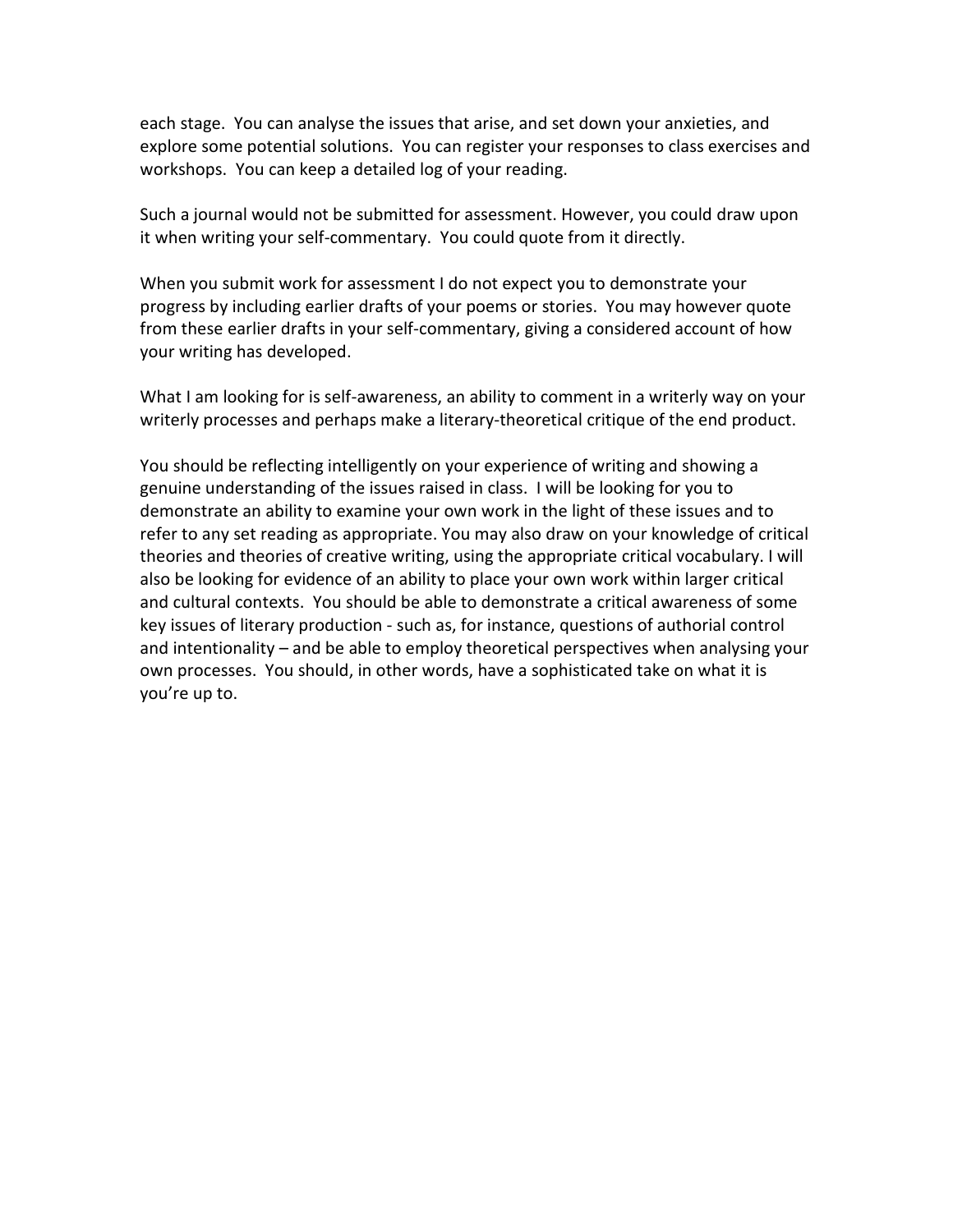each stage. You can analyse the issues that arise, and set down your anxieties, and explore some potential solutions. You can register your responses to class exercises and workshops. You can keep a detailed log of your reading.

Such a journal would not be submitted for assessment. However, you could draw upon it when writing your self-commentary. You could quote from it directly.

When you submit work for assessment I do not expect you to demonstrate your progress by including earlier drafts of your poems or stories. You may however quote from these earlier drafts in your self-commentary, giving a considered account of how your writing has developed.

What I am looking for is self-awareness, an ability to comment in a writerly way on your writerly processes and perhaps make a literary-theoretical critique of the end product.

You should be reflecting intelligently on your experience of writing and showing a genuine understanding of the issues raised in class. I will be looking for you to demonstrate an ability to examine your own work in the light of these issues and to refer to any set reading as appropriate. You may also draw on your knowledge of critical theories and theories of creative writing, using the appropriate critical vocabulary. I will also be looking for evidence of an ability to place your own work within larger critical and cultural contexts. You should be able to demonstrate a critical awareness of some key issues of literary production - such as, for instance, questions of authorial control and intentionality – and be able to employ theoretical perspectives when analysing your own processes. You should, in other words, have a sophisticated take on what it is you're up to.